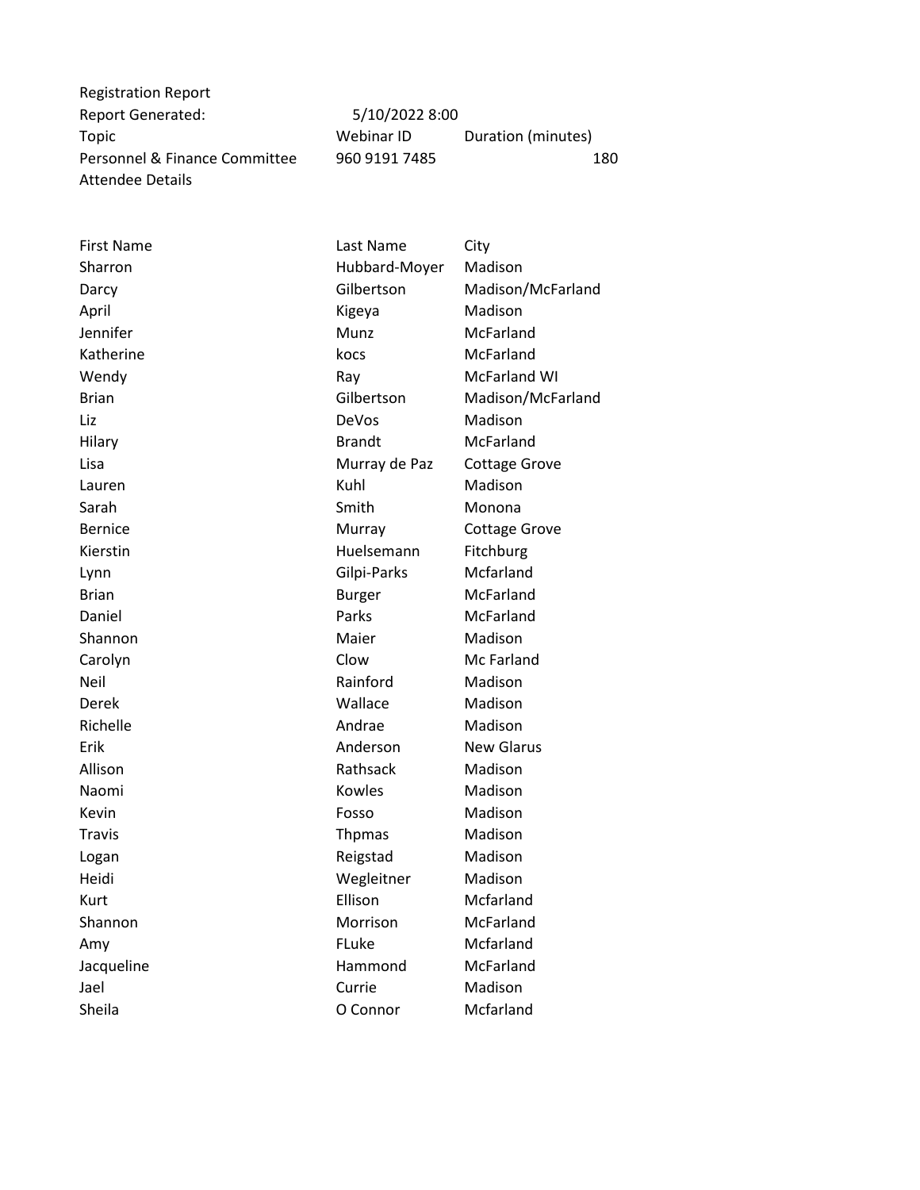Registration Report

| | | |
|---|---|---|
| Report Generated: | 5/10/2022 8:00 | |
| Topic | Webinar ID | Duration (minutes) |
| Personnel & Finance Committee | 960 9191 7485 | 180 |

Attendee Details

| First Name | Last Name | City |
|---|---|---|
| Sharron | Hubbard-Moyer | Madison |
| Darcy | Gilbertson | Madison/McFarland |
| April | Kigeya | Madison |
| Jennifer | Munz | McFarland |
| Katherine | kocs | McFarland |
| Wendy | Ray | McFarland WI |
| Brian | Gilbertson | Madison/McFarland |
| Liz | DeVos | Madison |
| Hilary | Brandt | McFarland |
| Lisa | Murray de Paz | Cottage Grove |
| Lauren | Kuhl | Madison |
| Sarah | Smith | Monona |
| Bernice | Murray | Cottage Grove |
| Kierstin | Huelsemann | Fitchburg |
| Lynn | Gilpi-Parks | Mcfarland |
| Brian | Burger | McFarland |
| Daniel | Parks | McFarland |
| Shannon | Maier | Madison |
| Carolyn | Clow | Mc Farland |
| Neil | Rainford | Madison |
| Derek | Wallace | Madison |
| Richelle | Andrae | Madison |
| Erik | Anderson | New Glarus |
| Allison | Rathsack | Madison |
| Naomi | Kowles | Madison |
| Kevin | Fosso | Madison |
| Travis | Thpmas | Madison |
| Logan | Reigstad | Madison |
| Heidi | Wegleitner | Madison |
| Kurt | Ellison | Mcfarland |
| Shannon | Morrison | McFarland |
| Amy | FLuke | Mcfarland |
| Jacqueline | Hammond | McFarland |
| Jael | Currie | Madison |
| Sheila | O Connor | Mcfarland |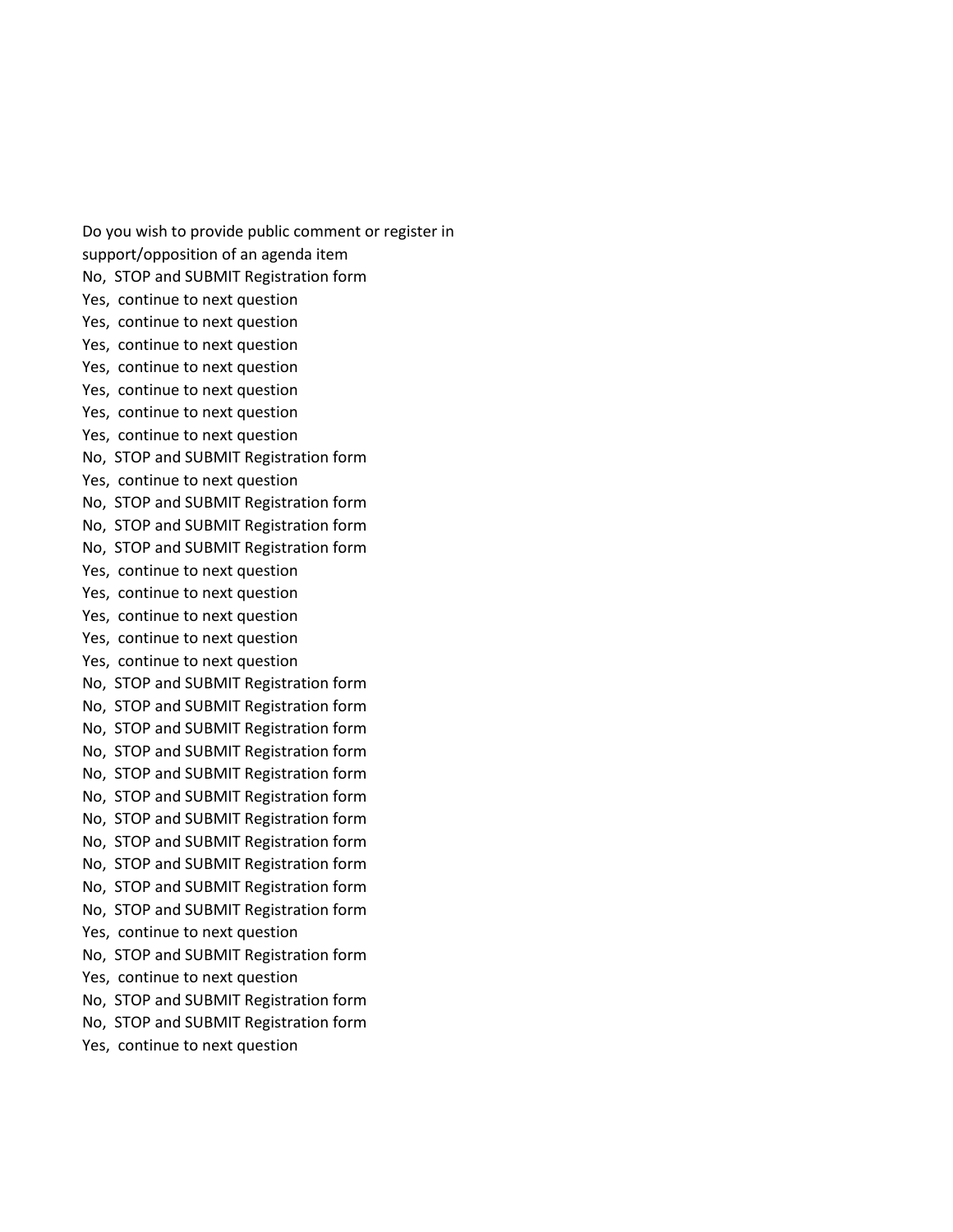Do you wish to provide public comment or register in support/opposition of an agenda item

No,  STOP and SUBMIT Registration form

Yes,  continue to next question

Yes,  continue to next question

Yes,  continue to next question

Yes,  continue to next question

Yes,  continue to next question

Yes,  continue to next question

Yes,  continue to next question

No,  STOP and SUBMIT Registration form

Yes,  continue to next question

No,  STOP and SUBMIT Registration form

No,  STOP and SUBMIT Registration form

No,  STOP and SUBMIT Registration form

Yes,  continue to next question

Yes,  continue to next question

Yes,  continue to next question

Yes,  continue to next question

Yes,  continue to next question

No,  STOP and SUBMIT Registration form

No,  STOP and SUBMIT Registration form

No,  STOP and SUBMIT Registration form

No,  STOP and SUBMIT Registration form

No,  STOP and SUBMIT Registration form

No,  STOP and SUBMIT Registration form

No,  STOP and SUBMIT Registration form

No,  STOP and SUBMIT Registration form

No,  STOP and SUBMIT Registration form

No,  STOP and SUBMIT Registration form

No,  STOP and SUBMIT Registration form

Yes,  continue to next question

No,  STOP and SUBMIT Registration form

Yes,  continue to next question

No,  STOP and SUBMIT Registration form

No,  STOP and SUBMIT Registration form

Yes,  continue to next question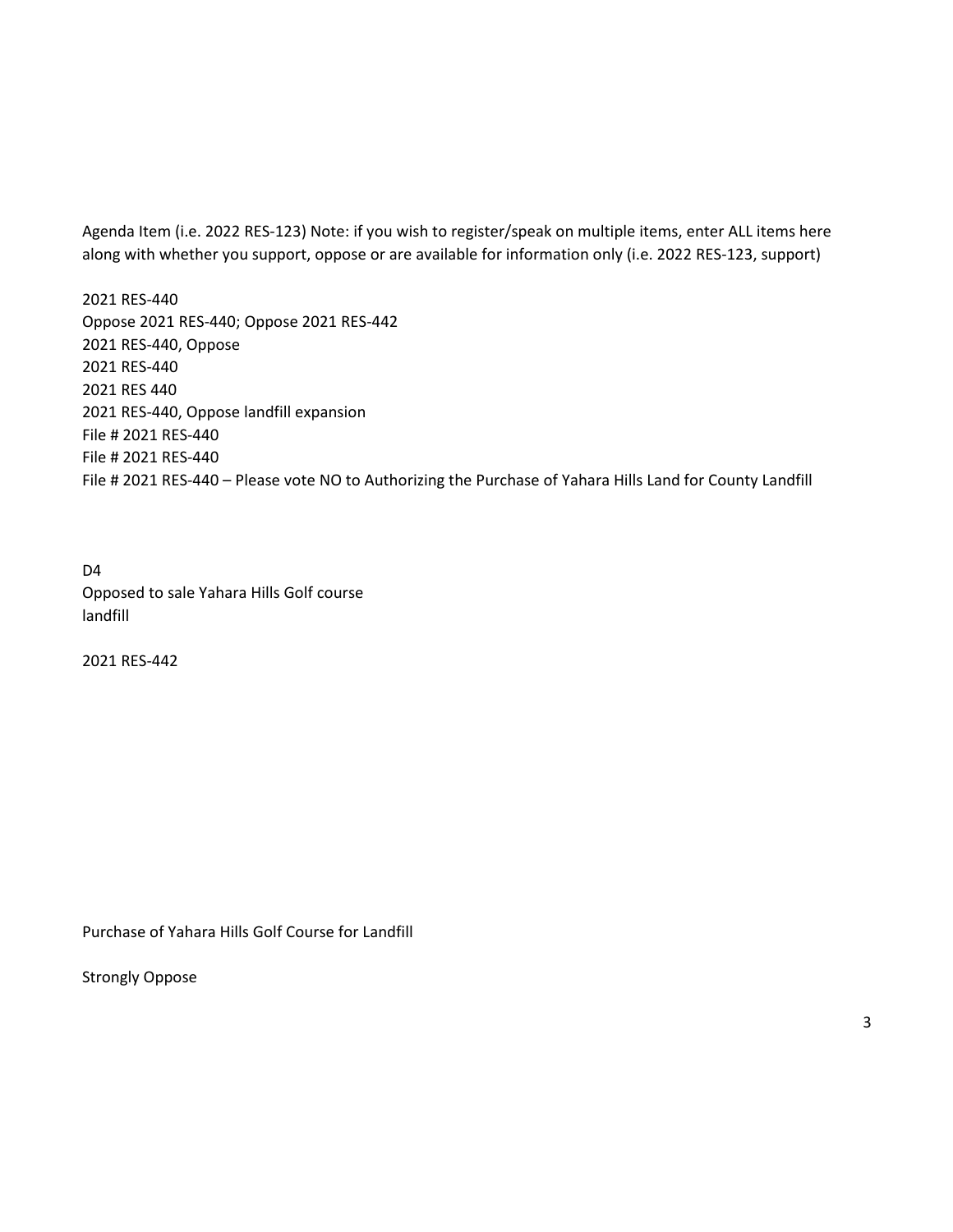Agenda Item (i.e. 2022 RES-123) Note: if you wish to register/speak on multiple items, enter ALL items here along with whether you support, oppose or are available for information only (i.e. 2022 RES-123, support)

2021 RES-440
Oppose 2021 RES-440; Oppose 2021 RES-442
2021 RES-440, Oppose
2021 RES-440
2021 RES 440
2021 RES-440, Oppose landfill expansion
File # 2021 RES-440
File # 2021 RES-440
File # 2021 RES-440 – Please vote NO to Authorizing the Purchase of Yahara Hills Land for County Landfill

D4
Opposed to sale Yahara Hills Golf course
landfill

2021 RES-442

Purchase of Yahara Hills Golf Course for Landfill

Strongly Oppose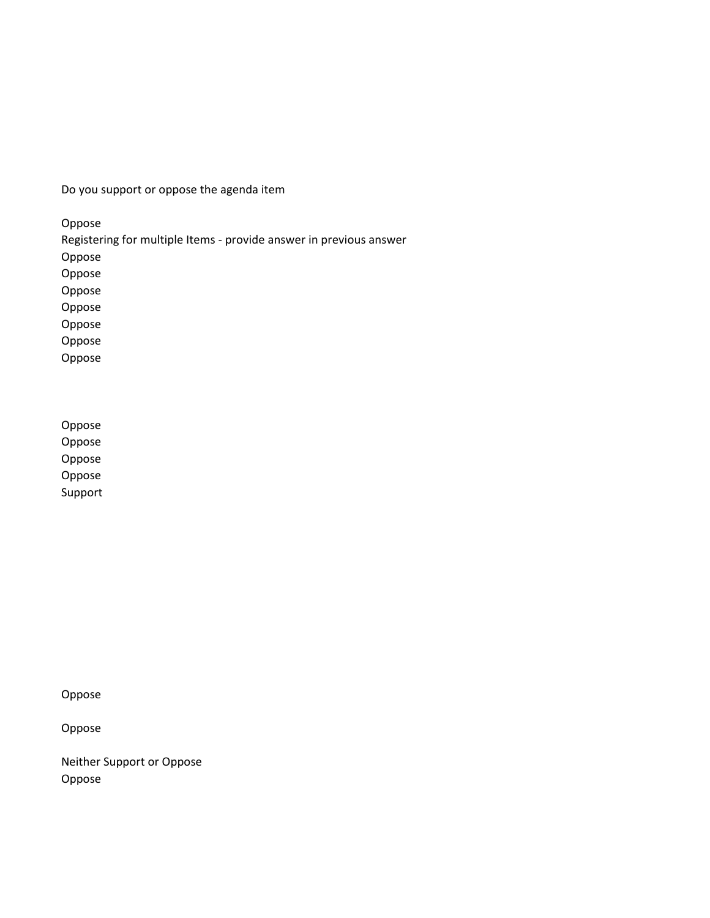Do you support or oppose the agenda item

Oppose
Registering for multiple Items - provide answer in previous answer
Oppose
Oppose
Oppose
Oppose
Oppose
Oppose
Oppose

Oppose
Oppose
Oppose
Oppose
Support

Oppose

Oppose

Neither Support or Oppose
Oppose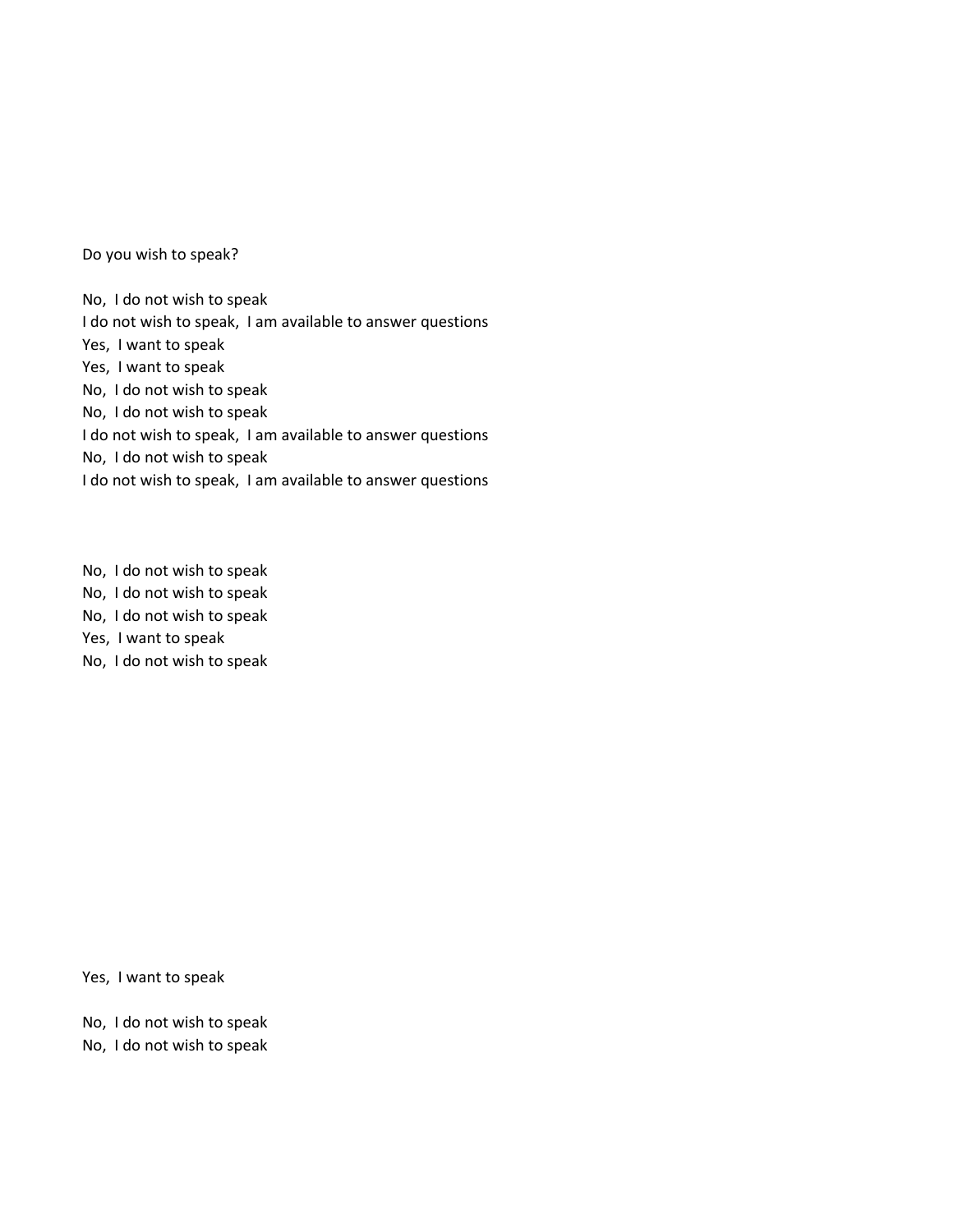Do you wish to speak?

No,  I do not wish to speak
I do not wish to speak,  I am available to answer questions
Yes,  I want to speak
Yes,  I want to speak
No,  I do not wish to speak
No,  I do not wish to speak
I do not wish to speak,  I am available to answer questions
No,  I do not wish to speak
I do not wish to speak,  I am available to answer questions

No,  I do not wish to speak
No,  I do not wish to speak
No,  I do not wish to speak
Yes,  I want to speak
No,  I do not wish to speak

Yes,  I want to speak

No,  I do not wish to speak
No,  I do not wish to speak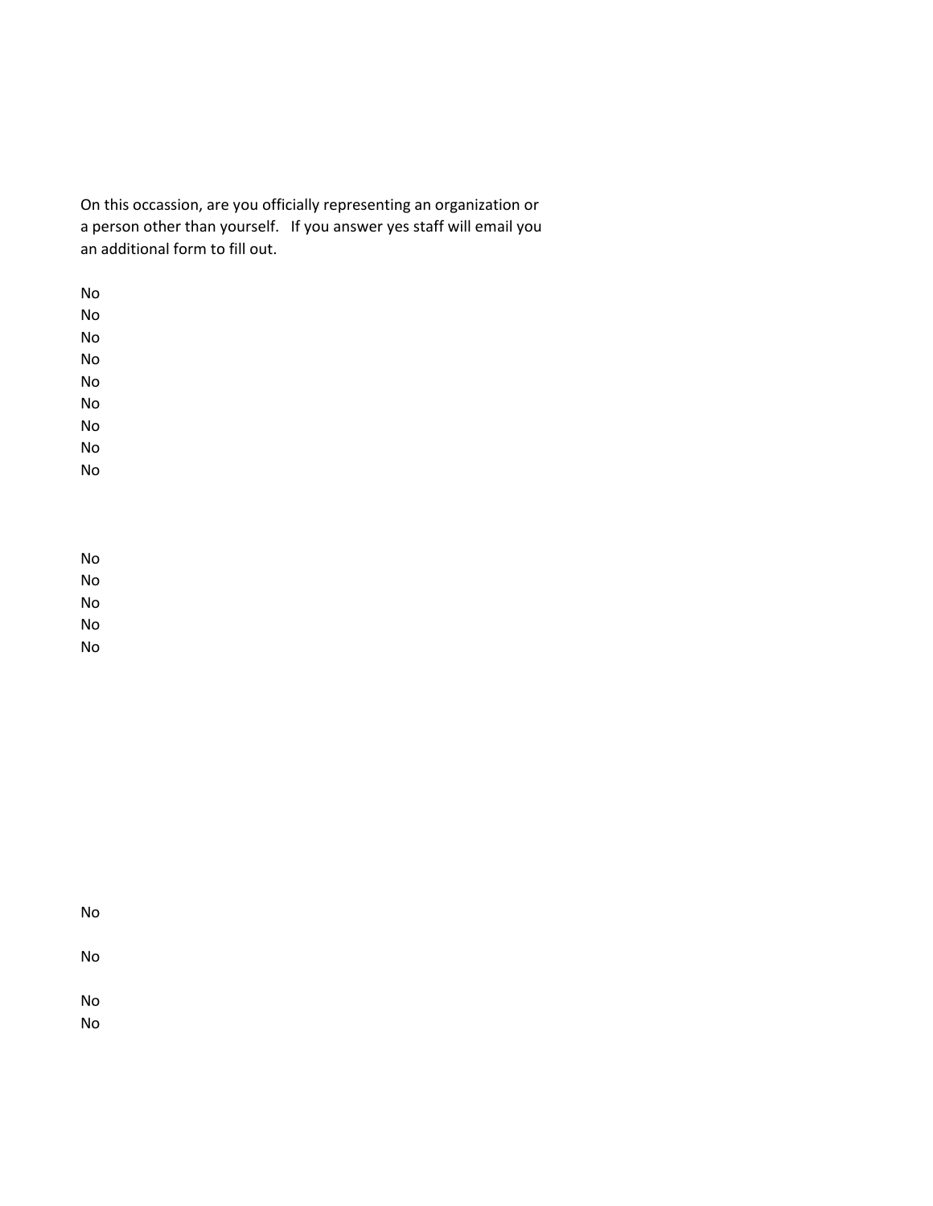On this occassion, are you officially representing an organization or a person other than yourself. If you answer yes staff will email you an additional form to fill out.

No
No
No
No
No
No
No
No
No

No
No
No
No
No

No

No

No
No